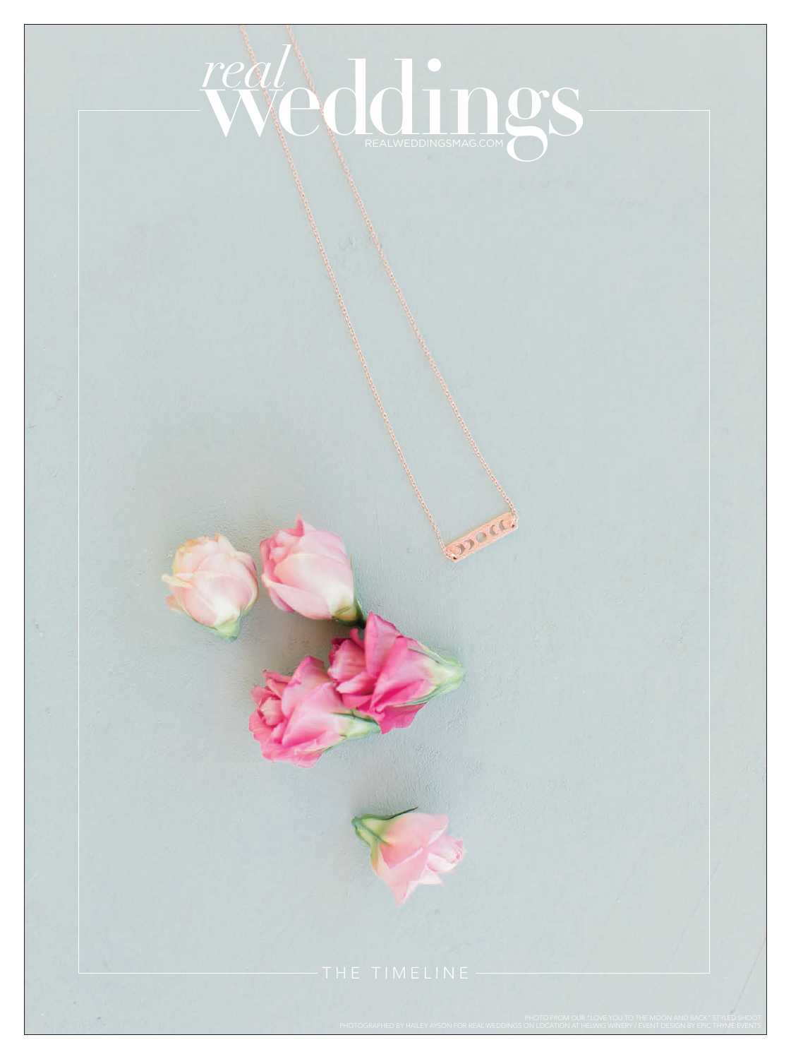# real weddings

REALWEDDINGSMAG.COM

THE TIMELINE

PHOTO FROM OUR "LOVE YOU TO THE MOON AND BACK" STYLED SHOOT
PHOTOGRAPHED BY HAILEY AYSON FOR REAL WEDDINGS ON LOCATION AT HELWIG WINERY / EVENT DESIGN BY EPIC THYME EVENTS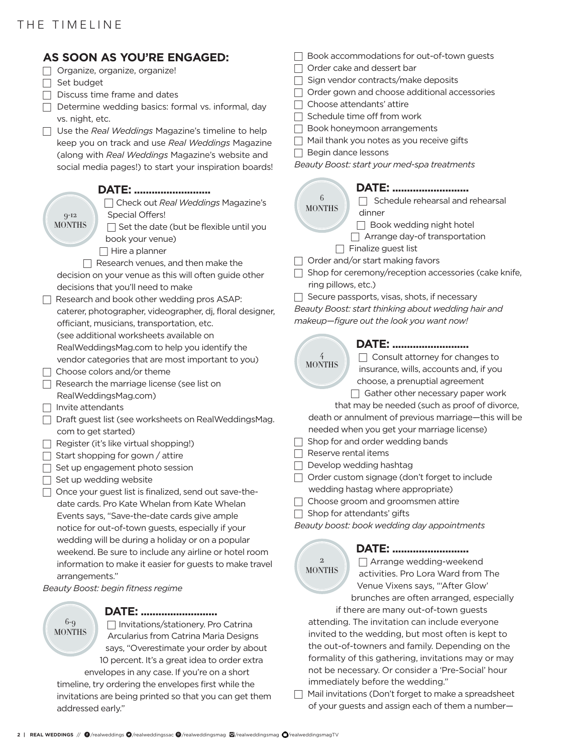THE TIMELINE

## AS SOON AS YOU'RE ENGAGED:

- ☐ Organize, organize, organize!
- ☐ Set budget
- ☐ Discuss time frame and dates
- ☐ Determine wedding basics: formal vs. informal, day vs. night, etc.
- ☐ Use the *Real Weddings* Magazine's timeline to help keep you on track and use *Real Weddings* Magazine (along with *Real Weddings* Magazine's website and social media pages!) to start your inspiration boards!

### 9-12 MONTHS

**DATE: .........................**

- ☐ Check out *Real Weddings* Magazine's Special Offers!
- ☐ Set the date (but be flexible until you book your venue)
- ☐ Hire a planner
- ☐ Research venues, and then make the decision on your venue as this will often guide other decisions that you'll need to make
- ☐ Research and book other wedding pros ASAP: caterer, photographer, videographer, dj, floral designer, officiant, musicians, transportation, etc. (see additional worksheets available on RealWeddingsMag.com to help you identify the vendor categories that are most important to you)
- ☐ Choose colors and/or theme
- ☐ Research the marriage license (see list on RealWeddingsMag.com)
- ☐ Invite attendants
- ☐ Draft guest list (see worksheets on RealWeddingsMag.com to get started)
- ☐ Register (it's like virtual shopping!)
- ☐ Start shopping for gown / attire
- ☐ Set up engagement photo session
- ☐ Set up wedding website
- ☐ Once your guest list is finalized, send out save-the-date cards. Pro Kate Whelan from Kate Whelan Events says, "Save-the-date cards give ample notice for out-of-town guests, especially if your wedding will be during a holiday or on a popular weekend. Be sure to include any airline or hotel room information to make it easier for guests to make travel arrangements."

*Beauty Boost: begin fitness regime*

### 6-9 MONTHS

**DATE: .........................**

- ☐ Invitations/stationery. Pro Catrina Arcularius from Catrina Maria Designs says, "Overestimate your order by about 10 percent. It's a great idea to order extra envelopes in any case. If you're on a short timeline, try ordering the envelopes first while the invitations are being printed so that you can get them addressed early."
- ☐ Book accommodations for out-of-town guests
- ☐ Order cake and dessert bar
- ☐ Sign vendor contracts/make deposits
- ☐ Order gown and choose additional accessories
- ☐ Choose attendants' attire
- ☐ Schedule time off from work
- ☐ Book honeymoon arrangements
- ☐ Mail thank you notes as you receive gifts
- ☐ Begin dance lessons

*Beauty Boost: start your med-spa treatments*

### 6 MONTHS

**DATE: .........................**

- ☐ Schedule rehearsal and rehearsal dinner
- ☐ Book wedding night hotel
- ☐ Arrange day-of transportation
- ☐ Finalize guest list
- ☐ Order and/or start making favors
- ☐ Shop for ceremony/reception accessories (cake knife, ring pillows, etc.)
- ☐ Secure passports, visas, shots, if necessary

*Beauty Boost: start thinking about wedding hair and makeup—figure out the look you want now!*

### 4 MONTHS

**DATE: .........................**

- ☐ Consult attorney for changes to insurance, wills, accounts and, if you choose, a prenuptial agreement
- ☐ Gather other necessary paper work that may be needed (such as proof of divorce, death or annulment of previous marriage—this will be needed when you get your marriage license)
- ☐ Shop for and order wedding bands
- ☐ Reserve rental items
- ☐ Develop wedding hashtag
- ☐ Order custom signage (don't forget to include wedding hastag where appropriate)
- ☐ Choose groom and groomsmen attire
- ☐ Shop for attendants' gifts

*Beauty boost: book wedding day appointments*

### 2 MONTHS

**DATE: .........................**

- ☐ Arrange wedding-weekend activities. Pro Lora Ward from The Venue Vixens says, "'After Glow' brunches are often arranged, especially if there are many out-of-town guests attending. The invitation can include everyone invited to the wedding, but most often is kept to the out-of-towners and family. Depending on the formality of this gathering, invitations may or may not be necessary. Or consider a 'Pre-Social' hour immediately before the wedding."
- ☐ Mail invitations (Don't forget to make a spreadsheet of your guests and assign each of them a number—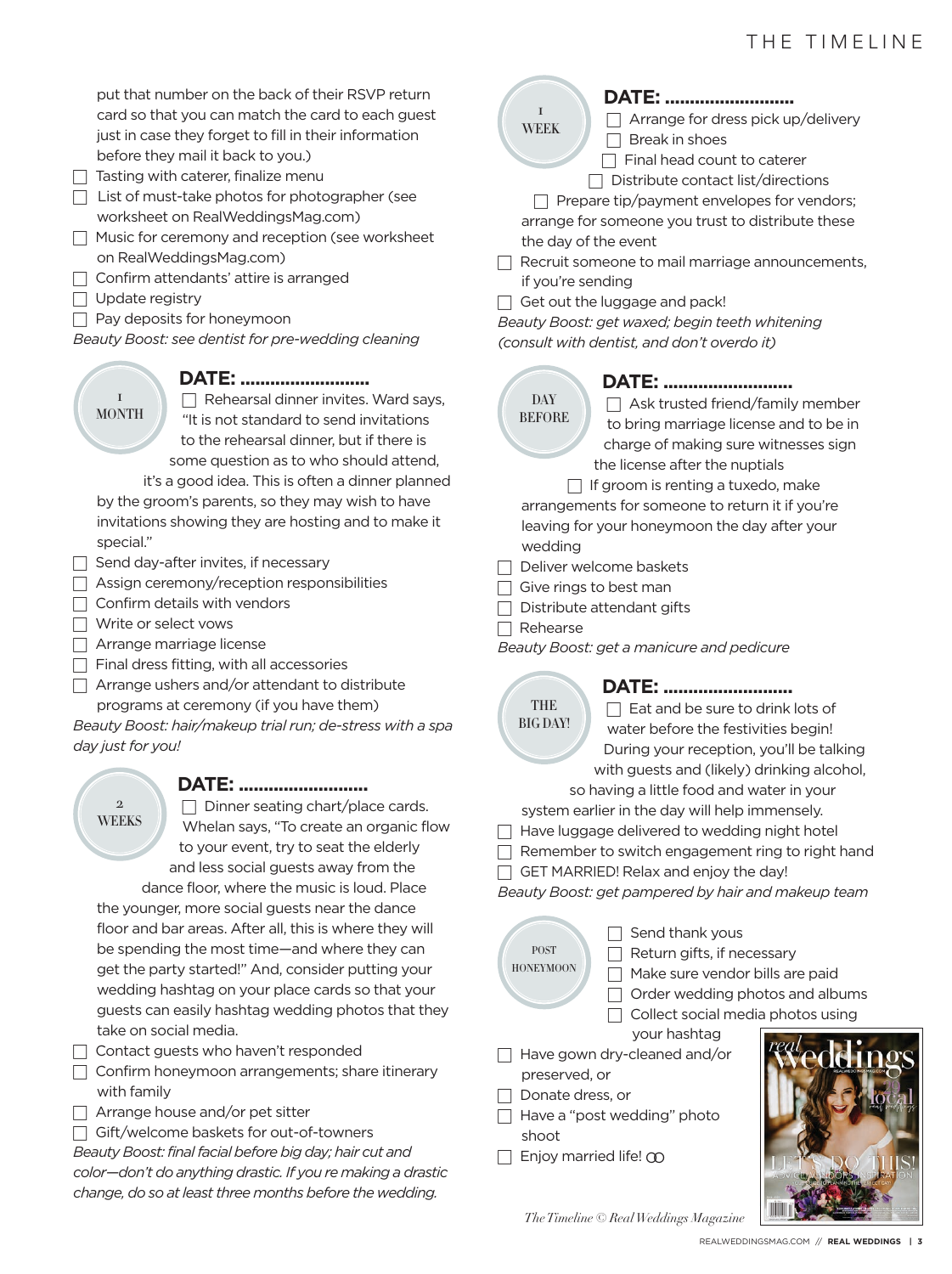put that number on the back of their RSVP return card so that you can match the card to each guest just in case they forget to fill in their information before they mail it back to you.)

- ☐ Tasting with caterer, finalize menu
- ☐ List of must-take photos for photographer (see worksheet on RealWeddingsMag.com)
- ☐ Music for ceremony and reception (see worksheet on RealWeddingsMag.com)
- ☐ Confirm attendants' attire is arranged
- ☐ Update registry
- ☐ Pay deposits for honeymoon

*Beauty Boost: see dentist for pre-wedding cleaning*

## 1 MONTH

**DATE: ..........................**

- ☐ Rehearsal dinner invites. Ward says, "It is not standard to send invitations to the rehearsal dinner, but if there is some question as to who should attend, it's a good idea. This is often a dinner planned by the groom's parents, so they may wish to have invitations showing they are hosting and to make it special."
- ☐ Send day-after invites, if necessary
- ☐ Assign ceremony/reception responsibilities
- ☐ Confirm details with vendors
- ☐ Write or select vows
- ☐ Arrange marriage license
- ☐ Final dress fitting, with all accessories
- ☐ Arrange ushers and/or attendant to distribute programs at ceremony (if you have them)

*Beauty Boost: hair/makeup trial run; de-stress with a spa day just for you!*

## 2 WEEKS

**DATE: ..........................**

- ☐ Dinner seating chart/place cards. Whelan says, "To create an organic flow to your event, try to seat the elderly and less social guests away from the dance floor, where the music is loud. Place the younger, more social guests near the dance floor and bar areas. After all, this is where they will be spending the most time—and where they can get the party started!" And, consider putting your wedding hashtag on your place cards so that your guests can easily hashtag wedding photos that they take on social media.
- ☐ Contact guests who haven't responded
- ☐ Confirm honeymoon arrangements; share itinerary with family
- ☐ Arrange house and/or pet sitter
- ☐ Gift/welcome baskets for out-of-towners

*Beauty Boost: final facial before big day; hair cut and color—don't do anything drastic. If you're making a drastic change, do so at least three months before the wedding.*

## 1 WEEK

**DATE: ..........................**

- ☐ Arrange for dress pick up/delivery
- ☐ Break in shoes
- ☐ Final head count to caterer
- ☐ Distribute contact list/directions
- ☐ Prepare tip/payment envelopes for vendors; arrange for someone you trust to distribute these the day of the event
- ☐ Recruit someone to mail marriage announcements, if you're sending
- ☐ Get out the luggage and pack!

*Beauty Boost: get waxed; begin teeth whitening (consult with dentist, and don't overdo it)*

## DAY BEFORE

**DATE: ..........................**

- ☐ Ask trusted friend/family member to bring marriage license and to be in charge of making sure witnesses sign the license after the nuptials
- ☐ If groom is renting a tuxedo, make arrangements for someone to return it if you're leaving for your honeymoon the day after your wedding
- ☐ Deliver welcome baskets
- ☐ Give rings to best man
- ☐ Distribute attendant gifts
- ☐ Rehearse

*Beauty Boost: get a manicure and pedicure*

## THE BIG DAY!

**DATE: ..........................**

- ☐ Eat and be sure to drink lots of water before the festivities begin! During your reception, you'll be talking with guests and (likely) drinking alcohol, so having a little food and water in your system earlier in the day will help immensely.
- ☐ Have luggage delivered to wedding night hotel
- ☐ Remember to switch engagement ring to right hand
- ☐ GET MARRIED! Relax and enjoy the day!

*Beauty Boost: get pampered by hair and makeup team*

## POST HONEYMOON

- ☐ Send thank yous
- ☐ Return gifts, if necessary
- ☐ Make sure vendor bills are paid
- ☐ Order wedding photos and albums
- ☐ Collect social media photos using your hashtag
- ☐ Have gown dry-cleaned and/or preserved, or
- ☐ Donate dress, or
- ☐ Have a "post wedding" photo shoot
- ☐ Enjoy married life!

*The Timeline © Real Weddings Magazine*